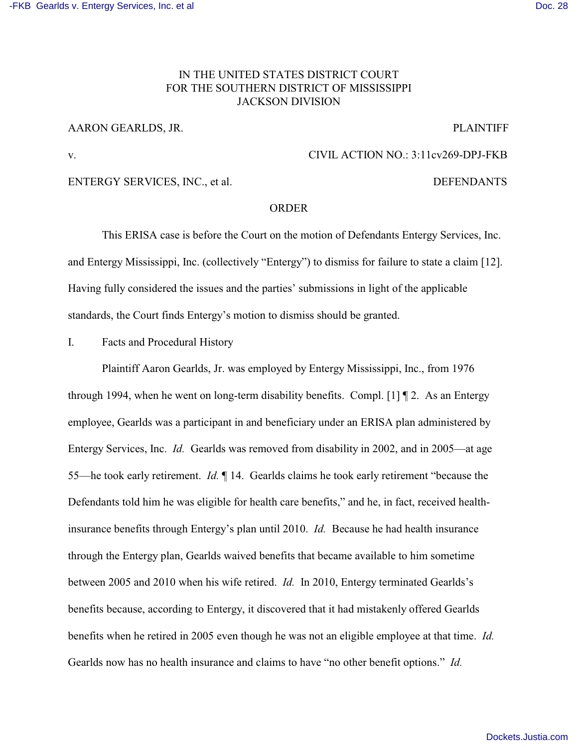IN THE UNITED STATES DISTRICT COURT
FOR THE SOUTHERN DISTRICT OF MISSISSIPPI
JACKSON DIVISION

AARON GEARLDS, JR. PLAINTIFF

v. CIVIL ACTION NO.: 3:11cv269-DPJ-FKB

ENTERGY SERVICES, INC., et al. DEFENDANTS

ORDER

This ERISA case is before the Court on the motion of Defendants Entergy Services, Inc. and Entergy Mississippi, Inc. (collectively "Entergy") to dismiss for failure to state a claim [12]. Having fully considered the issues and the parties' submissions in light of the applicable standards, the Court finds Entergy's motion to dismiss should be granted.

I. Facts and Procedural History

Plaintiff Aaron Gearlds, Jr. was employed by Entergy Mississippi, Inc., from 1976 through 1994, when he went on long-term disability benefits. Compl. [1] ¶ 2. As an Entergy employee, Gearlds was a participant in and beneficiary under an ERISA plan administered by Entergy Services, Inc. *Id.* Gearlds was removed from disability in 2002, and in 2005—at age 55—he took early retirement. *Id.* ¶ 14. Gearlds claims he took early retirement "because the Defendants told him he was eligible for health care benefits," and he, in fact, received health-insurance benefits through Entergy's plan until 2010. *Id.* Because he had health insurance through the Entergy plan, Gearlds waived benefits that became available to him sometime between 2005 and 2010 when his wife retired. *Id.* In 2010, Entergy terminated Gearlds's benefits because, according to Entergy, it discovered that it had mistakenly offered Gearlds benefits when he retired in 2005 even though he was not an eligible employee at that time. *Id.* Gearlds now has no health insurance and claims to have "no other benefit options." *Id.*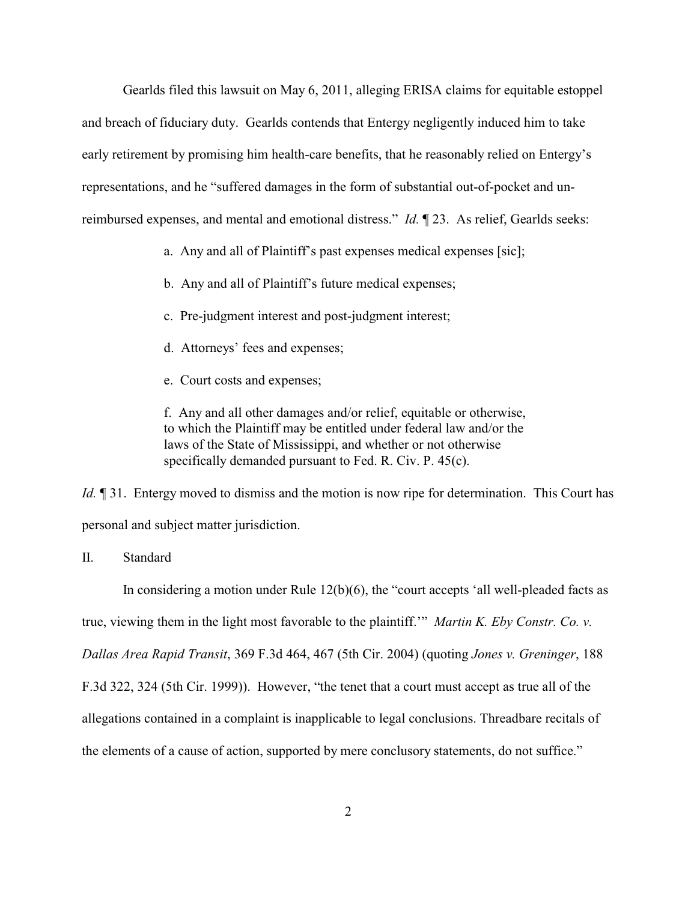Gearlds filed this lawsuit on May 6, 2011, alleging ERISA claims for equitable estoppel and breach of fiduciary duty. Gearlds contends that Entergy negligently induced him to take early retirement by promising him health-care benefits, that he reasonably relied on Entergy's representations, and he "suffered damages in the form of substantial out-of-pocket and un-reimbursed expenses, and mental and emotional distress." *Id.* ¶ 23. As relief, Gearlds seeks:

> a. Any and all of Plaintiff's past expenses medical expenses [sic];
>
> b. Any and all of Plaintiff's future medical expenses;
>
> c. Pre-judgment interest and post-judgment interest;
>
> d. Attorneys' fees and expenses;
>
> e. Court costs and expenses;
>
> f. Any and all other damages and/or relief, equitable or otherwise, to which the Plaintiff may be entitled under federal law and/or the laws of the State of Mississippi, and whether or not otherwise specifically demanded pursuant to Fed. R. Civ. P. 45(c).

*Id.* ¶ 31. Entergy moved to dismiss and the motion is now ripe for determination. This Court has personal and subject matter jurisdiction.

## II. Standard

In considering a motion under Rule 12(b)(6), the "court accepts 'all well-pleaded facts as true, viewing them in the light most favorable to the plaintiff.'" *Martin K. Eby Constr. Co. v. Dallas Area Rapid Transit*, 369 F.3d 464, 467 (5th Cir. 2004) (quoting *Jones v. Greninger*, 188 F.3d 322, 324 (5th Cir. 1999)). However, "the tenet that a court must accept as true all of the allegations contained in a complaint is inapplicable to legal conclusions. Threadbare recitals of the elements of a cause of action, supported by mere conclusory statements, do not suffice."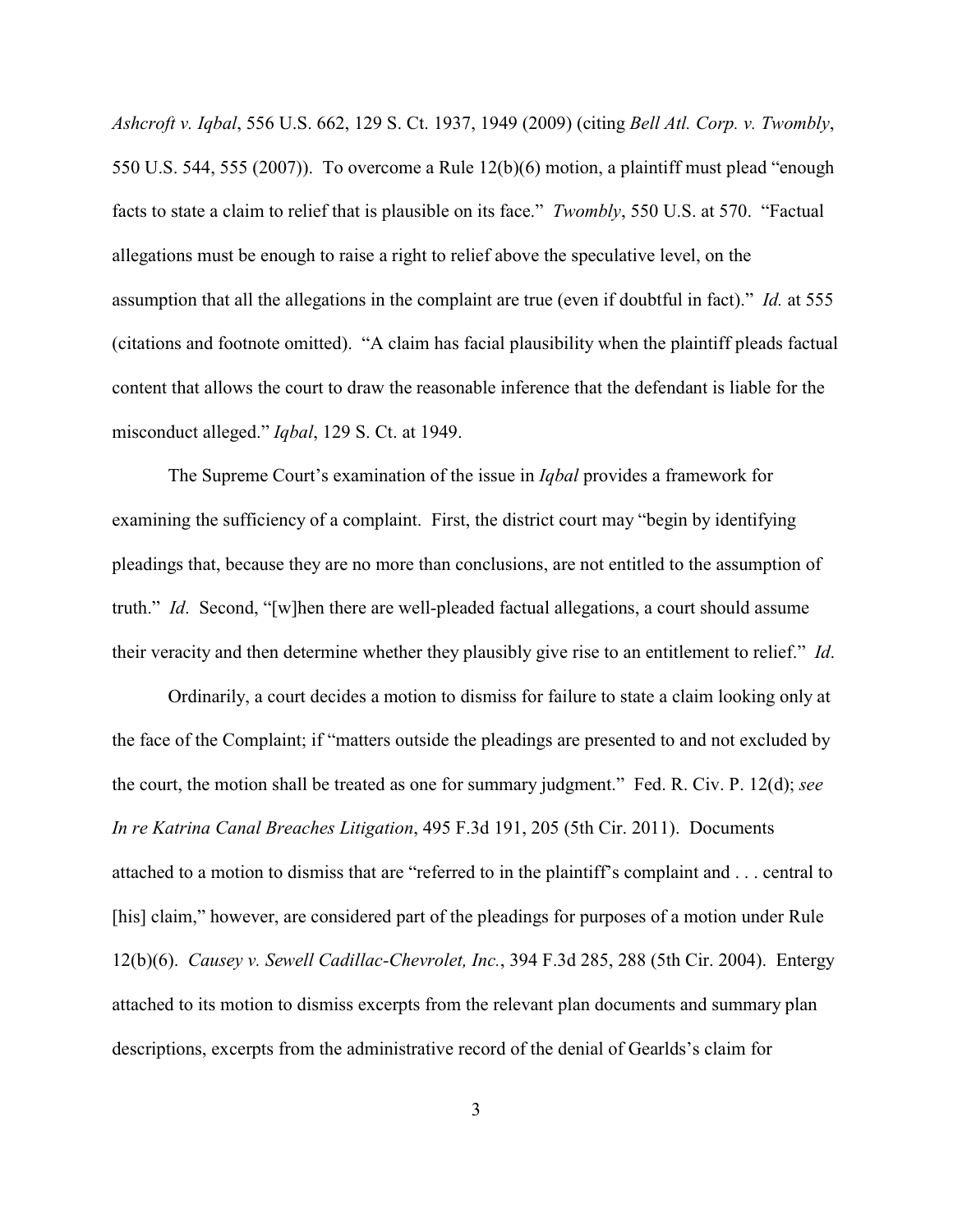*Ashcroft v. Iqbal*, 556 U.S. 662, 129 S. Ct. 1937, 1949 (2009) (citing *Bell Atl. Corp. v. Twombly*, 550 U.S. 544, 555 (2007)). To overcome a Rule 12(b)(6) motion, a plaintiff must plead "enough facts to state a claim to relief that is plausible on its face." *Twombly*, 550 U.S. at 570. "Factual allegations must be enough to raise a right to relief above the speculative level, on the assumption that all the allegations in the complaint are true (even if doubtful in fact)." *Id.* at 555 (citations and footnote omitted). "A claim has facial plausibility when the plaintiff pleads factual content that allows the court to draw the reasonable inference that the defendant is liable for the misconduct alleged." *Iqbal*, 129 S. Ct. at 1949.

The Supreme Court's examination of the issue in *Iqbal* provides a framework for examining the sufficiency of a complaint. First, the district court may "begin by identifying pleadings that, because they are no more than conclusions, are not entitled to the assumption of truth." *Id*. Second, "[w]hen there are well-pleaded factual allegations, a court should assume their veracity and then determine whether they plausibly give rise to an entitlement to relief." *Id*.

Ordinarily, a court decides a motion to dismiss for failure to state a claim looking only at the face of the Complaint; if "matters outside the pleadings are presented to and not excluded by the court, the motion shall be treated as one for summary judgment." Fed. R. Civ. P. 12(d); *see In re Katrina Canal Breaches Litigation*, 495 F.3d 191, 205 (5th Cir. 2011). Documents attached to a motion to dismiss that are "referred to in the plaintiff's complaint and . . . central to [his] claim," however, are considered part of the pleadings for purposes of a motion under Rule 12(b)(6). *Causey v. Sewell Cadillac-Chevrolet, Inc.*, 394 F.3d 285, 288 (5th Cir. 2004). Entergy attached to its motion to dismiss excerpts from the relevant plan documents and summary plan descriptions, excerpts from the administrative record of the denial of Gearlds's claim for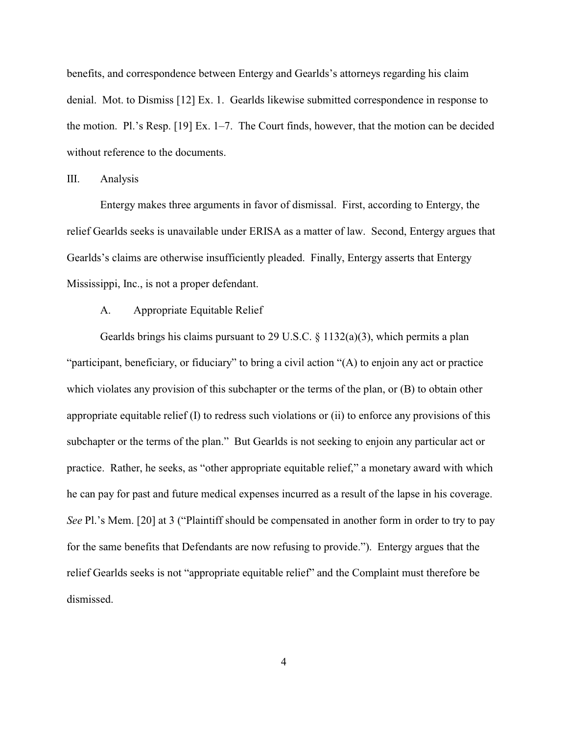benefits, and correspondence between Entergy and Gearlds's attorneys regarding his claim denial. Mot. to Dismiss [12] Ex. 1. Gearlds likewise submitted correspondence in response to the motion. Pl.'s Resp. [19] Ex. 1–7. The Court finds, however, that the motion can be decided without reference to the documents.

## III. Analysis

Entergy makes three arguments in favor of dismissal. First, according to Entergy, the relief Gearlds seeks is unavailable under ERISA as a matter of law. Second, Entergy argues that Gearlds's claims are otherwise insufficiently pleaded. Finally, Entergy asserts that Entergy Mississippi, Inc., is not a proper defendant.

### A. Appropriate Equitable Relief

Gearlds brings his claims pursuant to 29 U.S.C. § 1132(a)(3), which permits a plan "participant, beneficiary, or fiduciary" to bring a civil action "(A) to enjoin any act or practice which violates any provision of this subchapter or the terms of the plan, or (B) to obtain other appropriate equitable relief (I) to redress such violations or (ii) to enforce any provisions of this subchapter or the terms of the plan." But Gearlds is not seeking to enjoin any particular act or practice. Rather, he seeks, as "other appropriate equitable relief," a monetary award with which he can pay for past and future medical expenses incurred as a result of the lapse in his coverage. *See* Pl.'s Mem. [20] at 3 ("Plaintiff should be compensated in another form in order to try to pay for the same benefits that Defendants are now refusing to provide."). Entergy argues that the relief Gearlds seeks is not "appropriate equitable relief" and the Complaint must therefore be dismissed.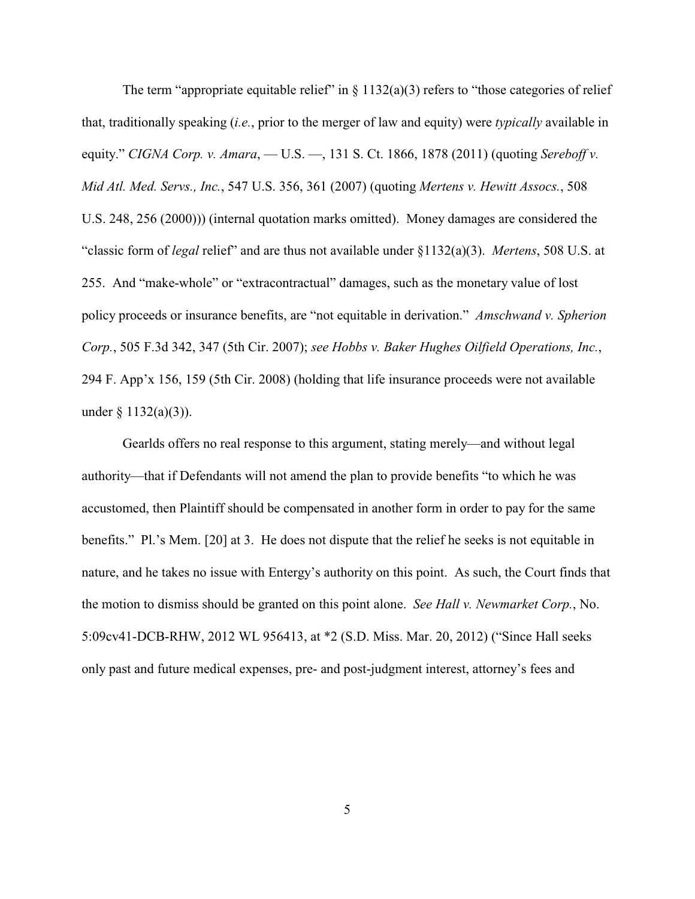The term "appropriate equitable relief" in § 1132(a)(3) refers to "those categories of relief that, traditionally speaking (*i.e.*, prior to the merger of law and equity) were *typically* available in equity." *CIGNA Corp. v. Amara*, — U.S. —, 131 S. Ct. 1866, 1878 (2011) (quoting *Sereboff v. Mid Atl. Med. Servs., Inc.*, 547 U.S. 356, 361 (2007) (quoting *Mertens v. Hewitt Assocs.*, 508 U.S. 248, 256 (2000))) (internal quotation marks omitted). Money damages are considered the "classic form of *legal* relief" and are thus not available under §1132(a)(3). *Mertens*, 508 U.S. at 255. And "make-whole" or "extracontractual" damages, such as the monetary value of lost policy proceeds or insurance benefits, are "not equitable in derivation." *Amschwand v. Spherion Corp.*, 505 F.3d 342, 347 (5th Cir. 2007); *see Hobbs v. Baker Hughes Oilfield Operations, Inc.*, 294 F. App'x 156, 159 (5th Cir. 2008) (holding that life insurance proceeds were not available under § 1132(a)(3)).

Gearlds offers no real response to this argument, stating merely—and without legal authority—that if Defendants will not amend the plan to provide benefits "to which he was accustomed, then Plaintiff should be compensated in another form in order to pay for the same benefits." Pl.'s Mem. [20] at 3. He does not dispute that the relief he seeks is not equitable in nature, and he takes no issue with Entergy's authority on this point. As such, the Court finds that the motion to dismiss should be granted on this point alone. *See Hall v. Newmarket Corp.*, No. 5:09cv41-DCB-RHW, 2012 WL 956413, at *2 (S.D. Miss. Mar. 20, 2012) ("Since Hall seeks only past and future medical expenses, pre- and post-judgment interest, attorney's fees and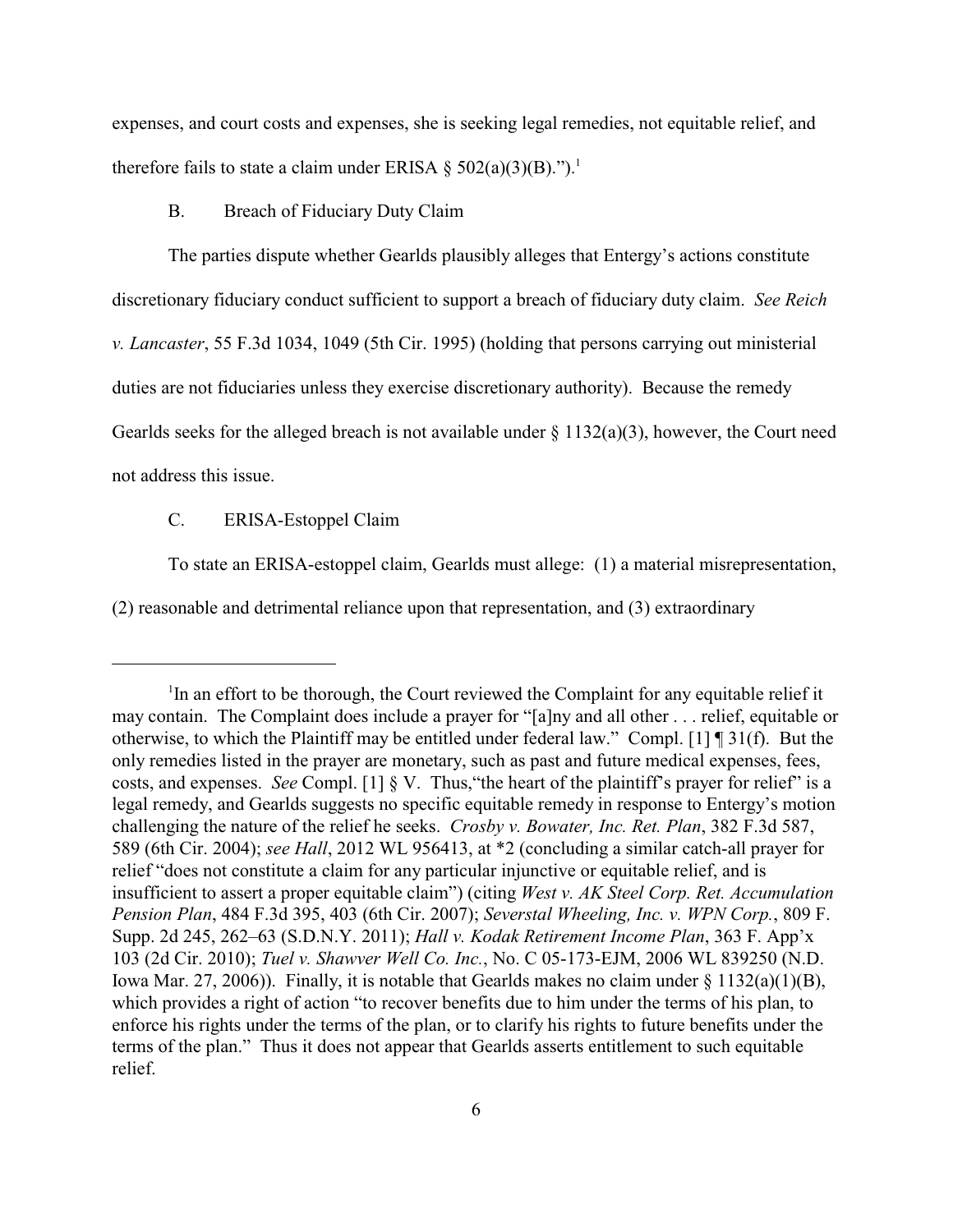expenses, and court costs and expenses, she is seeking legal remedies, not equitable relief, and therefore fails to state a claim under ERISA § 502(a)(3)(B).").[1]

B. Breach of Fiduciary Duty Claim

The parties dispute whether Gearlds plausibly alleges that Entergy's actions constitute discretionary fiduciary conduct sufficient to support a breach of fiduciary duty claim. *See Reich v. Lancaster*, 55 F.3d 1034, 1049 (5th Cir. 1995) (holding that persons carrying out ministerial duties are not fiduciaries unless they exercise discretionary authority). Because the remedy Gearlds seeks for the alleged breach is not available under § 1132(a)(3), however, the Court need not address this issue.

C. ERISA-Estoppel Claim

To state an ERISA-estoppel claim, Gearlds must allege: (1) a material misrepresentation, (2) reasonable and detrimental reliance upon that representation, and (3) extraordinary

---

[1]In an effort to be thorough, the Court reviewed the Complaint for any equitable relief it may contain. The Complaint does include a prayer for "[a]ny and all other . . . relief, equitable or otherwise, to which the Plaintiff may be entitled under federal law." Compl. [1] ¶ 31(f). But the only remedies listed in the prayer are monetary, such as past and future medical expenses, fees, costs, and expenses. *See* Compl. [1] § V. Thus,"the heart of the plaintiff's prayer for relief" is a legal remedy, and Gearlds suggests no specific equitable remedy in response to Entergy's motion challenging the nature of the relief he seeks. *Crosby v. Bowater, Inc. Ret. Plan*, 382 F.3d 587, 589 (6th Cir. 2004); *see Hall*, 2012 WL 956413, at *2 (concluding a similar catch-all prayer for relief "does not constitute a claim for any particular injunctive or equitable relief, and is insufficient to assert a proper equitable claim") (citing *West v. AK Steel Corp. Ret. Accumulation Pension Plan*, 484 F.3d 395, 403 (6th Cir. 2007); *Severstal Wheeling, Inc. v. WPN Corp.*, 809 F. Supp. 2d 245, 262–63 (S.D.N.Y. 2011); *Hall v. Kodak Retirement Income Plan*, 363 F. App'x 103 (2d Cir. 2010); *Tuel v. Shawver Well Co. Inc.*, No. C 05-173-EJM, 2006 WL 839250 (N.D. Iowa Mar. 27, 2006)). Finally, it is notable that Gearlds makes no claim under § 1132(a)(1)(B), which provides a right of action "to recover benefits due to him under the terms of his plan, to enforce his rights under the terms of the plan, or to clarify his rights to future benefits under the terms of the plan." Thus it does not appear that Gearlds asserts entitlement to such equitable relief.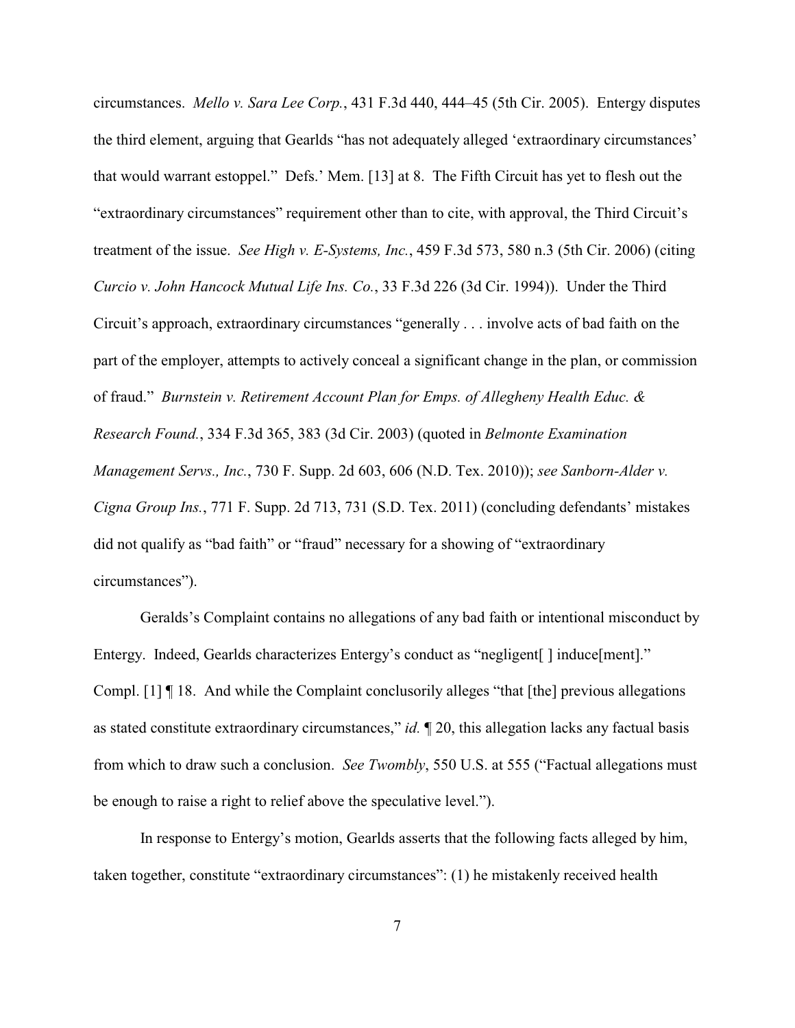circumstances. *Mello v. Sara Lee Corp.*, 431 F.3d 440, 444–45 (5th Cir. 2005). Entergy disputes the third element, arguing that Gearlds "has not adequately alleged 'extraordinary circumstances' that would warrant estoppel." Defs.' Mem. [13] at 8. The Fifth Circuit has yet to flesh out the "extraordinary circumstances" requirement other than to cite, with approval, the Third Circuit's treatment of the issue. *See High v. E-Systems, Inc.*, 459 F.3d 573, 580 n.3 (5th Cir. 2006) (citing *Curcio v. John Hancock Mutual Life Ins. Co.*, 33 F.3d 226 (3d Cir. 1994)). Under the Third Circuit's approach, extraordinary circumstances "generally . . . involve acts of bad faith on the part of the employer, attempts to actively conceal a significant change in the plan, or commission of fraud." *Burnstein v. Retirement Account Plan for Emps. of Allegheny Health Educ. & Research Found.*, 334 F.3d 365, 383 (3d Cir. 2003) (quoted in *Belmonte Examination Management Servs., Inc.*, 730 F. Supp. 2d 603, 606 (N.D. Tex. 2010)); *see Sanborn-Alder v. Cigna Group Ins.*, 771 F. Supp. 2d 713, 731 (S.D. Tex. 2011) (concluding defendants' mistakes did not qualify as "bad faith" or "fraud" necessary for a showing of "extraordinary circumstances").

Geralds's Complaint contains no allegations of any bad faith or intentional misconduct by Entergy. Indeed, Gearlds characterizes Entergy's conduct as "negligent[ ] induce[ment]." Compl. [1] ¶ 18. And while the Complaint conclusorily alleges "that [the] previous allegations as stated constitute extraordinary circumstances," *id.* ¶ 20, this allegation lacks any factual basis from which to draw such a conclusion. *See Twombly*, 550 U.S. at 555 ("Factual allegations must be enough to raise a right to relief above the speculative level.").

In response to Entergy's motion, Gearlds asserts that the following facts alleged by him, taken together, constitute "extraordinary circumstances": (1) he mistakenly received health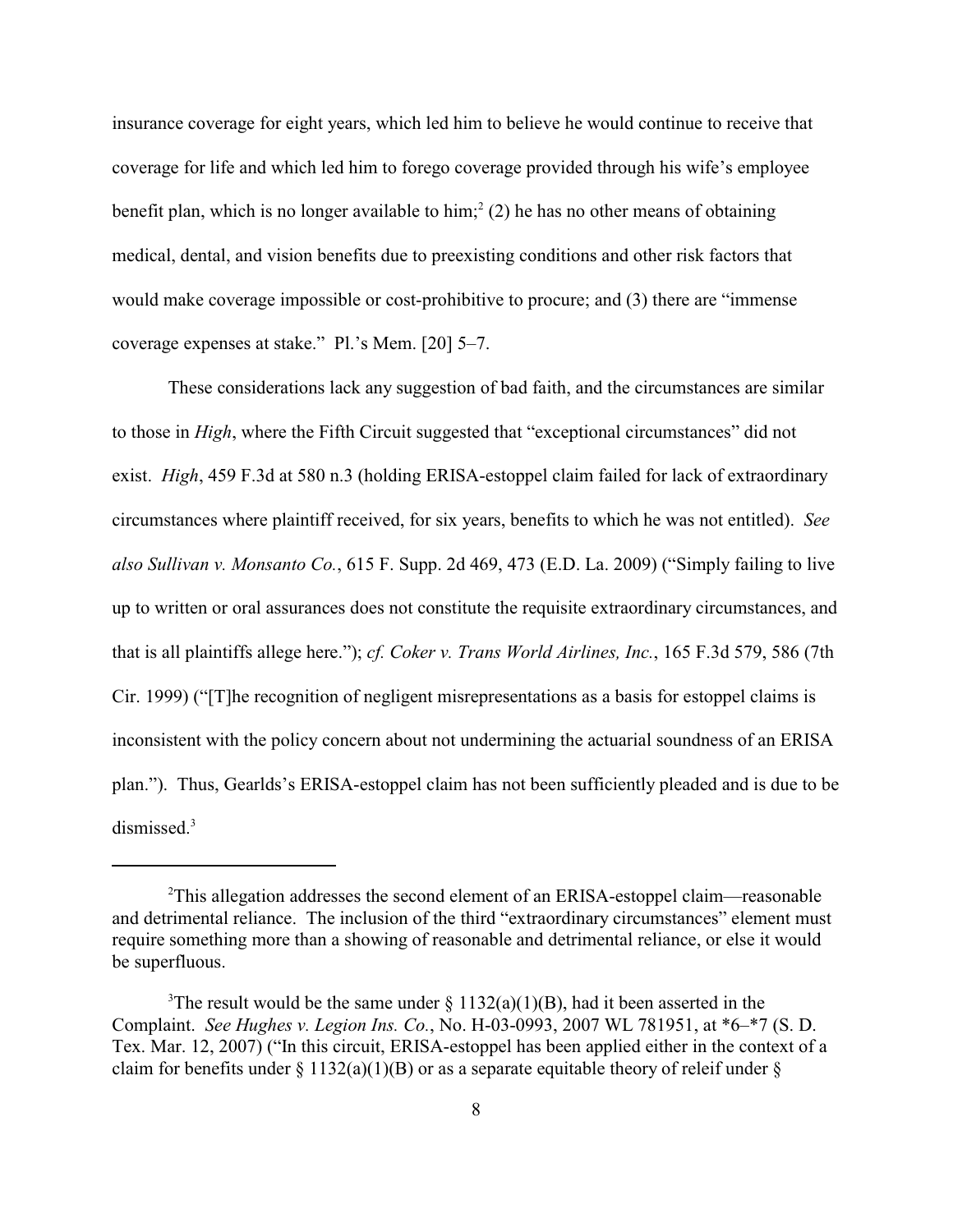insurance coverage for eight years, which led him to believe he would continue to receive that coverage for life and which led him to forego coverage provided through his wife's employee benefit plan, which is no longer available to him;[2] (2) he has no other means of obtaining medical, dental, and vision benefits due to preexisting conditions and other risk factors that would make coverage impossible or cost-prohibitive to procure; and (3) there are "immense coverage expenses at stake." Pl.'s Mem. [20] 5–7.

These considerations lack any suggestion of bad faith, and the circumstances are similar to those in *High*, where the Fifth Circuit suggested that "exceptional circumstances" did not exist. *High*, 459 F.3d at 580 n.3 (holding ERISA-estoppel claim failed for lack of extraordinary circumstances where plaintiff received, for six years, benefits to which he was not entitled). *See also Sullivan v. Monsanto Co.*, 615 F. Supp. 2d 469, 473 (E.D. La. 2009) ("Simply failing to live up to written or oral assurances does not constitute the requisite extraordinary circumstances, and that is all plaintiffs allege here."); *cf. Coker v. Trans World Airlines, Inc.*, 165 F.3d 579, 586 (7th Cir. 1999) ("[T]he recognition of negligent misrepresentations as a basis for estoppel claims is inconsistent with the policy concern about not undermining the actuarial soundness of an ERISA plan."). Thus, Gearlds's ERISA-estoppel claim has not been sufficiently pleaded and is due to be dismissed.[3]

---

[2]This allegation addresses the second element of an ERISA-estoppel claim—reasonable and detrimental reliance. The inclusion of the third "extraordinary circumstances" element must require something more than a showing of reasonable and detrimental reliance, or else it would be superfluous.

[3]The result would be the same under § 1132(a)(1)(B), had it been asserted in the Complaint. *See Hughes v. Legion Ins. Co.*, No. H-03-0993, 2007 WL 781951, at *6–*7 (S. D. Tex. Mar. 12, 2007) ("In this circuit, ERISA-estoppel has been applied either in the context of a claim for benefits under § 1132(a)(1)(B) or as a separate equitable theory of releif under §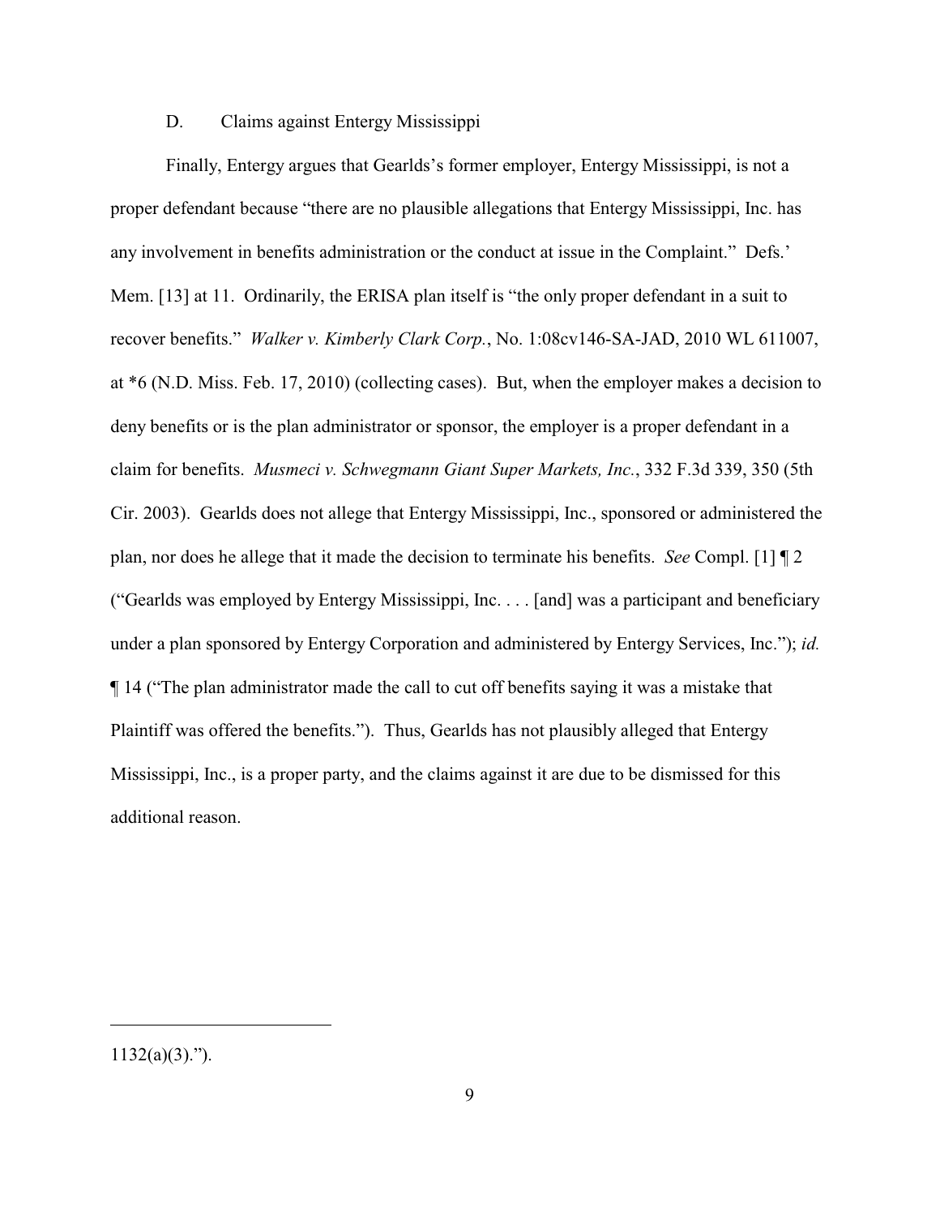### D. Claims against Entergy Mississippi

Finally, Entergy argues that Gearlds's former employer, Entergy Mississippi, is not a proper defendant because "there are no plausible allegations that Entergy Mississippi, Inc. has any involvement in benefits administration or the conduct at issue in the Complaint." Defs.' Mem. [13] at 11. Ordinarily, the ERISA plan itself is "the only proper defendant in a suit to recover benefits." *Walker v. Kimberly Clark Corp.*, No. 1:08cv146-SA-JAD, 2010 WL 611007, at *6 (N.D. Miss. Feb. 17, 2010) (collecting cases). But, when the employer makes a decision to deny benefits or is the plan administrator or sponsor, the employer is a proper defendant in a claim for benefits. *Musmeci v. Schwegmann Giant Super Markets, Inc.*, 332 F.3d 339, 350 (5th Cir. 2003). Gearlds does not allege that Entergy Mississippi, Inc., sponsored or administered the plan, nor does he allege that it made the decision to terminate his benefits. *See* Compl. [1] ¶ 2 ("Gearlds was employed by Entergy Mississippi, Inc. . . . [and] was a participant and beneficiary under a plan sponsored by Entergy Corporation and administered by Entergy Services, Inc."); *id.* ¶ 14 ("The plan administrator made the call to cut off benefits saying it was a mistake that Plaintiff was offered the benefits."). Thus, Gearlds has not plausibly alleged that Entergy Mississippi, Inc., is a proper party, and the claims against it are due to be dismissed for this additional reason.

---

1132(a)(3).").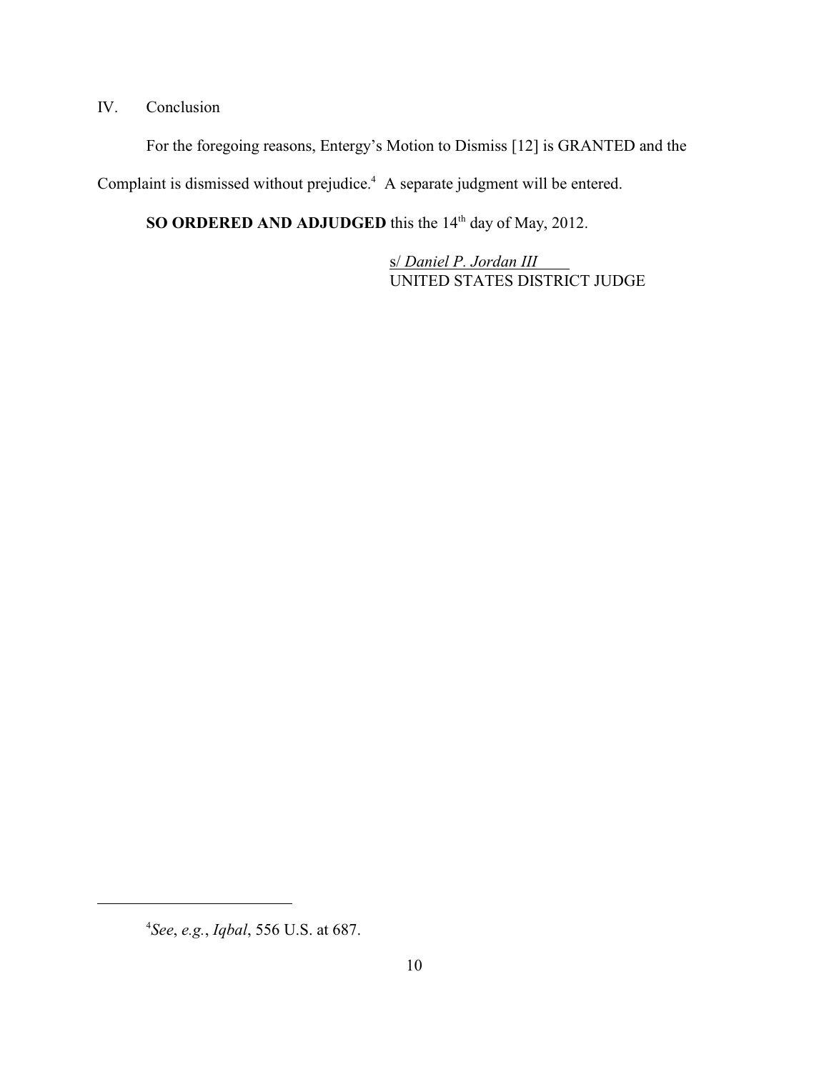## IV. Conclusion

For the foregoing reasons, Entergy's Motion to Dismiss [12] is GRANTED and the Complaint is dismissed without prejudice.[4] A separate judgment will be entered.

**SO ORDERED AND ADJUDGED** this the 14th day of May, 2012.

s/ *Daniel P. Jordan III*
UNITED STATES DISTRICT JUDGE

---

[4] *See*, *e.g.*, *Iqbal*, 556 U.S. at 687.